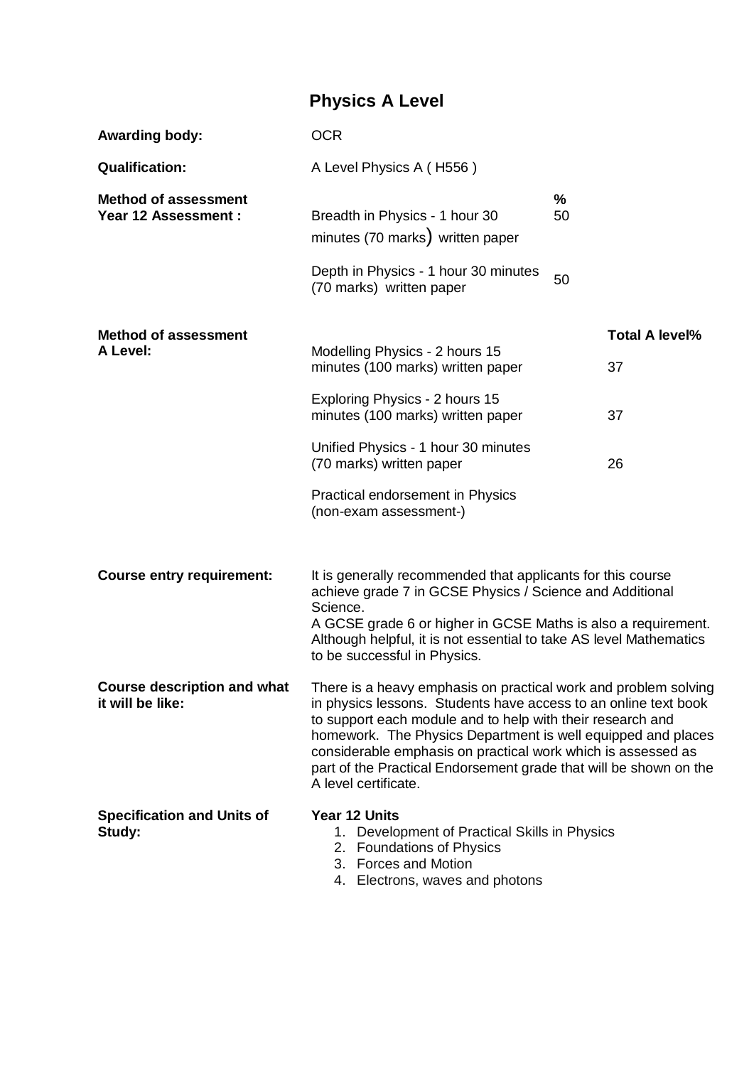# Physics A Level

**Awarding body:** OCR

**Qualification:** A Level Physics A ( H556 )

**Method of assessment Year 12 Assessment :**

| | % |
|---|---|
| Breadth in Physics - 1 hour 30 minutes (70 marks) written paper | 50 |
| Depth in Physics - 1 hour 30 minutes (70 marks) written paper | 50 |

**Method of assessment A Level:**

| | Total A level% |
|---|---|
| Modelling Physics - 2 hours 15 minutes (100 marks) written paper | 37 |
| Exploring Physics - 2 hours 15 minutes (100 marks) written paper | 37 |
| Unified Physics - 1 hour 30 minutes (70 marks) written paper | 26 |
| Practical endorsement in Physics (non-exam assessment-) | |

**Course entry requirement:**

It is generally recommended that applicants for this course achieve grade 7 in GCSE Physics / Science and Additional Science.
A GCSE grade 6 or higher in GCSE Maths is also a requirement. Although helpful, it is not essential to take AS level Mathematics to be successful in Physics.

**Course description and what it will be like:**

There is a heavy emphasis on practical work and problem solving in physics lessons. Students have access to an online text book to support each module and to help with their research and homework. The Physics Department is well equipped and places considerable emphasis on practical work which is assessed as part of the Practical Endorsement grade that will be shown on the A level certificate.

**Specification and Units of Study:**

**Year 12 Units**

1. Development of Practical Skills in Physics
2. Foundations of Physics
3. Forces and Motion
4. Electrons, waves and photons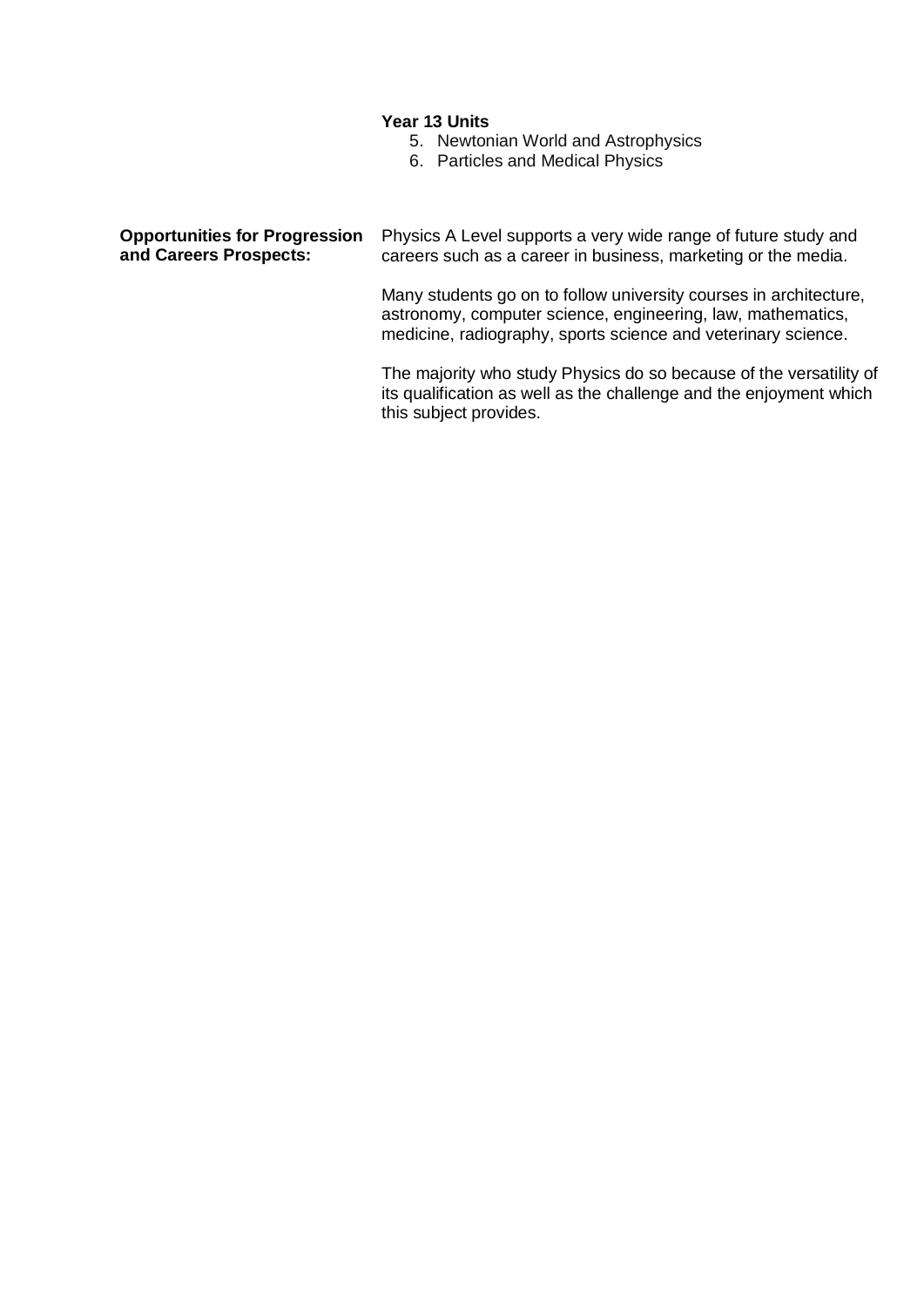**Year 13 Units**

5. Newtonian World and Astrophysics
6. Particles and Medical Physics

**Opportunities for Progression and Careers Prospects:**

Physics A Level supports a very wide range of future study and careers such as a career in business, marketing or the media.

Many students go on to follow university courses in architecture, astronomy, computer science, engineering, law, mathematics, medicine, radiography, sports science and veterinary science.

The majority who study Physics do so because of the versatility of its qualification as well as the challenge and the enjoyment which this subject provides.